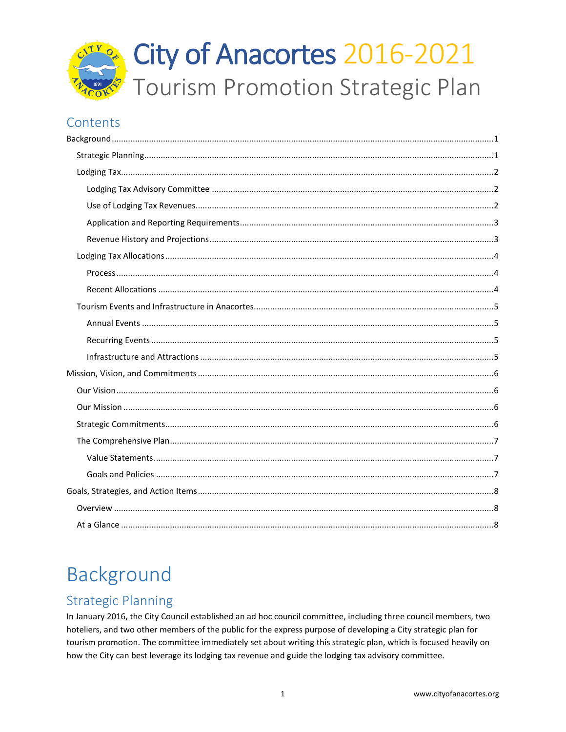# City of Anacortes 2016-2021

## Tourism Promotion Strategic Plan

## Contents

- Background ... 1
  - Strategic Planning ... 1
  - Lodging Tax ... 2
    - Lodging Tax Advisory Committee ... 2
    - Use of Lodging Tax Revenues ... 2
    - Application and Reporting Requirements ... 3
    - Revenue History and Projections ... 3
  - Lodging Tax Allocations ... 4
    - Process ... 4
    - Recent Allocations ... 4
  - Tourism Events and Infrastructure in Anacortes ... 5
    - Annual Events ... 5
    - Recurring Events ... 5
    - Infrastructure and Attractions ... 5
- Mission, Vision, and Commitments ... 6
  - Our Vision ... 6
  - Our Mission ... 6
  - Strategic Commitments ... 6
  - The Comprehensive Plan ... 7
    - Value Statements ... 7
    - Goals and Policies ... 7
- Goals, Strategies, and Action Items ... 8
  - Overview ... 8
  - At a Glance ... 8

# Background

## Strategic Planning

In January 2016, the City Council established an ad hoc council committee, including three council members, two hoteliers, and two other members of the public for the express purpose of developing a City strategic plan for tourism promotion. The committee immediately set about writing this strategic plan, which is focused heavily on how the City can best leverage its lodging tax revenue and guide the lodging tax advisory committee.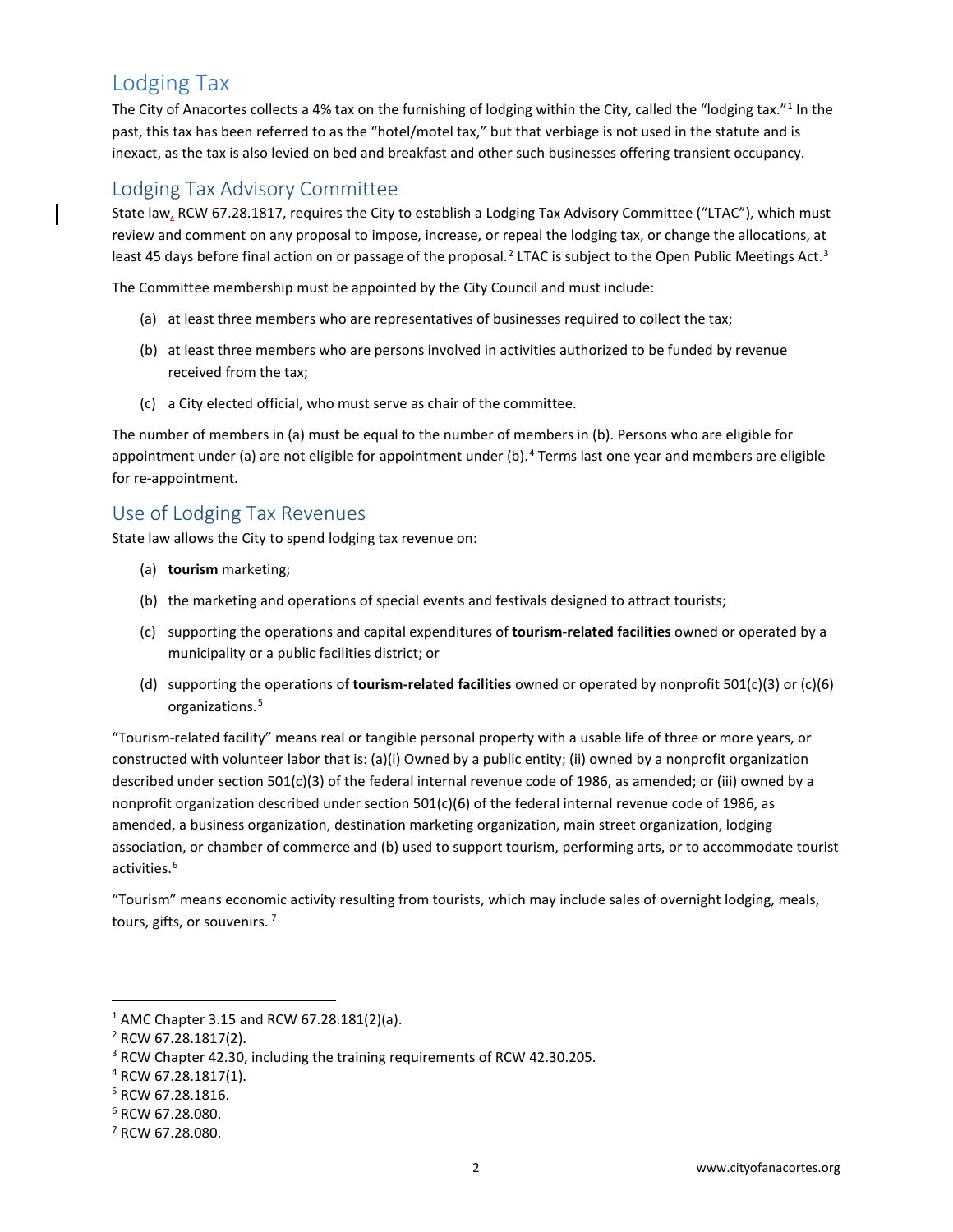## Lodging Tax

The City of Anacortes collects a 4% tax on the furnishing of lodging within the City, called the "lodging tax."[1] In the past, this tax has been referred to as the "hotel/motel tax," but that verbiage is not used in the statute and is inexact, as the tax is also levied on bed and breakfast and other such businesses offering transient occupancy.

## Lodging Tax Advisory Committee

State law, RCW 67.28.1817, requires the City to establish a Lodging Tax Advisory Committee ("LTAC"), which must review and comment on any proposal to impose, increase, or repeal the lodging tax, or change the allocations, at least 45 days before final action on or passage of the proposal.[2] LTAC is subject to the Open Public Meetings Act.[3]

The Committee membership must be appointed by the City Council and must include:

(a) at least three members who are representatives of businesses required to collect the tax;

(b) at least three members who are persons involved in activities authorized to be funded by revenue received from the tax;

(c) a City elected official, who must serve as chair of the committee.

The number of members in (a) must be equal to the number of members in (b). Persons who are eligible for appointment under (a) are not eligible for appointment under (b).[4] Terms last one year and members are eligible for re-appointment.

## Use of Lodging Tax Revenues

State law allows the City to spend lodging tax revenue on:

(a) **tourism** marketing;

(b) the marketing and operations of special events and festivals designed to attract tourists;

(c) supporting the operations and capital expenditures of **tourism-related facilities** owned or operated by a municipality or a public facilities district; or

(d) supporting the operations of **tourism-related facilities** owned or operated by nonprofit 501(c)(3) or (c)(6) organizations.[5]

"Tourism-related facility" means real or tangible personal property with a usable life of three or more years, or constructed with volunteer labor that is: (a)(i) Owned by a public entity; (ii) owned by a nonprofit organization described under section 501(c)(3) of the federal internal revenue code of 1986, as amended; or (iii) owned by a nonprofit organization described under section 501(c)(6) of the federal internal revenue code of 1986, as amended, a business organization, destination marketing organization, main street organization, lodging association, or chamber of commerce and (b) used to support tourism, performing arts, or to accommodate tourist activities.[6]

"Tourism" means economic activity resulting from tourists, which may include sales of overnight lodging, meals, tours, gifts, or souvenirs.[7]

---

[1] AMC Chapter 3.15 and RCW 67.28.181(2)(a).

[2] RCW 67.28.1817(2).

[3] RCW Chapter 42.30, including the training requirements of RCW 42.30.205.

[4] RCW 67.28.1817(1).

[5] RCW 67.28.1816.

[6] RCW 67.28.080.

[7] RCW 67.28.080.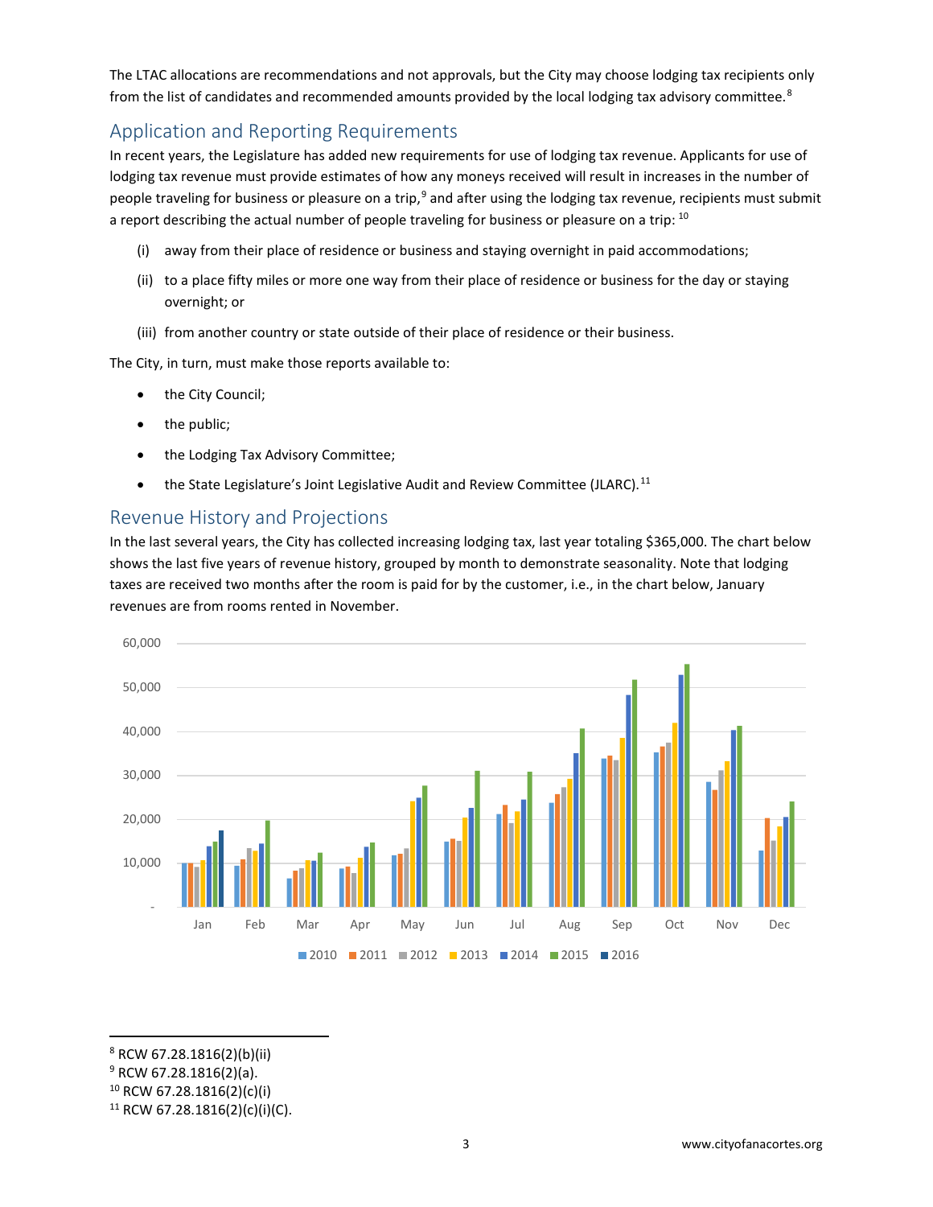The LTAC allocations are recommendations and not approvals, but the City may choose lodging tax recipients only from the list of candidates and recommended amounts provided by the local lodging tax advisory committee.[8]

## Application and Reporting Requirements

In recent years, the Legislature has added new requirements for use of lodging tax revenue. Applicants for use of lodging tax revenue must provide estimates of how any moneys received will result in increases in the number of people traveling for business or pleasure on a trip,[9] and after using the lodging tax revenue, recipients must submit a report describing the actual number of people traveling for business or pleasure on a trip: [10]

(i) away from their place of residence or business and staying overnight in paid accommodations;

(ii) to a place fifty miles or more one way from their place of residence or business for the day or staying overnight; or

(iii) from another country or state outside of their place of residence or their business.

The City, in turn, must make those reports available to:

- the City Council;
- the public;
- the Lodging Tax Advisory Committee;
- the State Legislature's Joint Legislative Audit and Review Committee (JLARC).[11]

## Revenue History and Projections

In the last several years, the City has collected increasing lodging tax, last year totaling $365,000. The chart below shows the last five years of revenue history, grouped by month to demonstrate seasonality. Note that lodging taxes are received two months after the room is paid for by the customer, i.e., in the chart below, January revenues are from rooms rented in November.

---

[8] RCW 67.28.1816(2)(b)(ii)

[9] RCW 67.28.1816(2)(a).

[10] RCW 67.28.1816(2)(c)(i)

[11] RCW 67.28.1816(2)(c)(i)(C).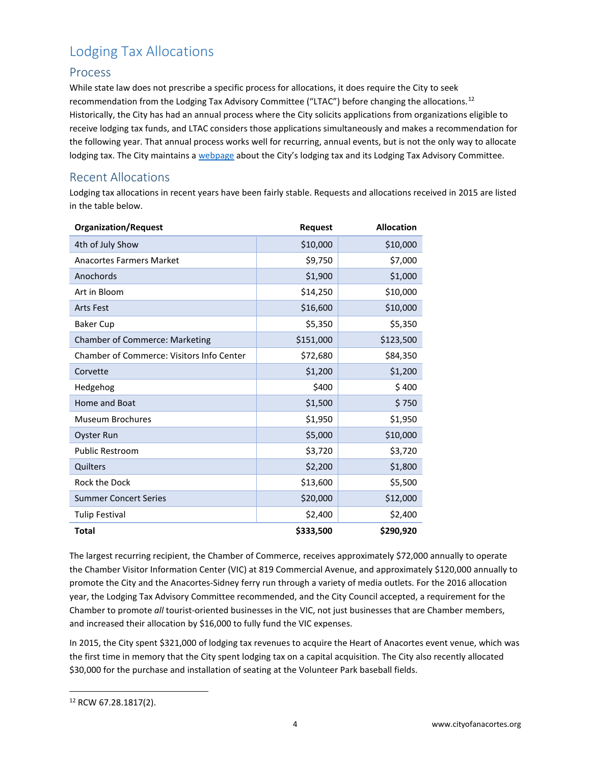# Lodging Tax Allocations

## Process

While state law does not prescribe a specific process for allocations, it does require the City to seek recommendation from the Lodging Tax Advisory Committee ("LTAC") before changing the allocations.[12] Historically, the City has had an annual process where the City solicits applications from organizations eligible to receive lodging tax funds, and LTAC considers those applications simultaneously and makes a recommendation for the following year. That annual process works well for recurring, annual events, but is not the only way to allocate lodging tax. The City maintains a webpage about the City's lodging tax and its Lodging Tax Advisory Committee.

## Recent Allocations

Lodging tax allocations in recent years have been fairly stable. Requests and allocations received in 2015 are listed in the table below.

| Organization/Request | Request | Allocation |
|---|---|---|
| 4th of July Show | $10,000 | $10,000 |
| Anacortes Farmers Market | $9,750 | $7,000 |
| Anochords | $1,900 | $1,000 |
| Art in Bloom | $14,250 | $10,000 |
| Arts Fest | $16,600 | $10,000 |
| Baker Cup | $5,350 | $5,350 |
| Chamber of Commerce: Marketing | $151,000 | $123,500 |
| Chamber of Commerce: Visitors Info Center | $72,680 | $84,350 |
| Corvette | $1,200 | $1,200 |
| Hedgehog | $400 | $ 400 |
| Home and Boat | $1,500 | $ 750 |
| Museum Brochures | $1,950 | $1,950 |
| Oyster Run | $5,000 | $10,000 |
| Public Restroom | $3,720 | $3,720 |
| Quilters | $2,200 | $1,800 |
| Rock the Dock | $13,600 | $5,500 |
| Summer Concert Series | $20,000 | $12,000 |
| Tulip Festival | $2,400 | $2,400 |
| **Total** | **$333,500** | **$290,920** |

The largest recurring recipient, the Chamber of Commerce, receives approximately $72,000 annually to operate the Chamber Visitor Information Center (VIC) at 819 Commercial Avenue, and approximately $120,000 annually to promote the City and the Anacortes-Sidney ferry run through a variety of media outlets. For the 2016 allocation year, the Lodging Tax Advisory Committee recommended, and the City Council accepted, a requirement for the Chamber to promote *all* tourist-oriented businesses in the VIC, not just businesses that are Chamber members, and increased their allocation by $16,000 to fully fund the VIC expenses.

In 2015, the City spent $321,000 of lodging tax revenues to acquire the Heart of Anacortes event venue, which was the first time in memory that the City spent lodging tax on a capital acquisition. The City also recently allocated $30,000 for the purchase and installation of seating at the Volunteer Park baseball fields.

---

[12] RCW 67.28.1817(2).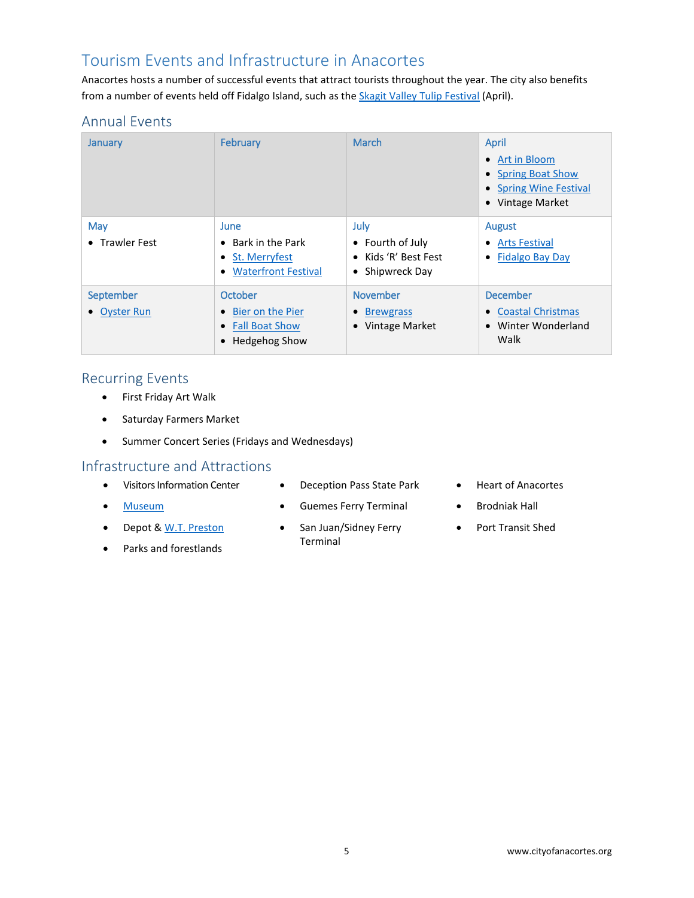## Tourism Events and Infrastructure in Anacortes

Anacortes hosts a number of successful events that attract tourists throughout the year. The city also benefits from a number of events held off Fidalgo Island, such as the Skagit Valley Tulip Festival (April).

### Annual Events

| January | February | March | April |
|---|---|---|---|
| | | | • Art in Bloom<br>• Spring Boat Show<br>• Spring Wine Festival<br>• Vintage Market |
| **May** | **June** | **July** | **August** |
| • Trawler Fest | • Bark in the Park<br>• St. Merryfest<br>• Waterfront Festival | • Fourth of July<br>• Kids 'R' Best Fest<br>• Shipwreck Day | • Arts Festival<br>• Fidalgo Bay Day |
| **September** | **October** | **November** | **December** |
| • Oyster Run | • Bier on the Pier<br>• Fall Boat Show<br>• Hedgehog Show | • Brewgrass<br>• Vintage Market | • Coastal Christmas<br>• Winter Wonderland Walk |

### Recurring Events

- First Friday Art Walk
- Saturday Farmers Market
- Summer Concert Series (Fridays and Wednesdays)

### Infrastructure and Attractions

- Visitors Information Center
- Museum
- Depot & W.T. Preston
- Parks and forestlands
- Deception Pass State Park
- Guemes Ferry Terminal
- San Juan/Sidney Ferry Terminal
- Heart of Anacortes
- Brodniak Hall
- Port Transit Shed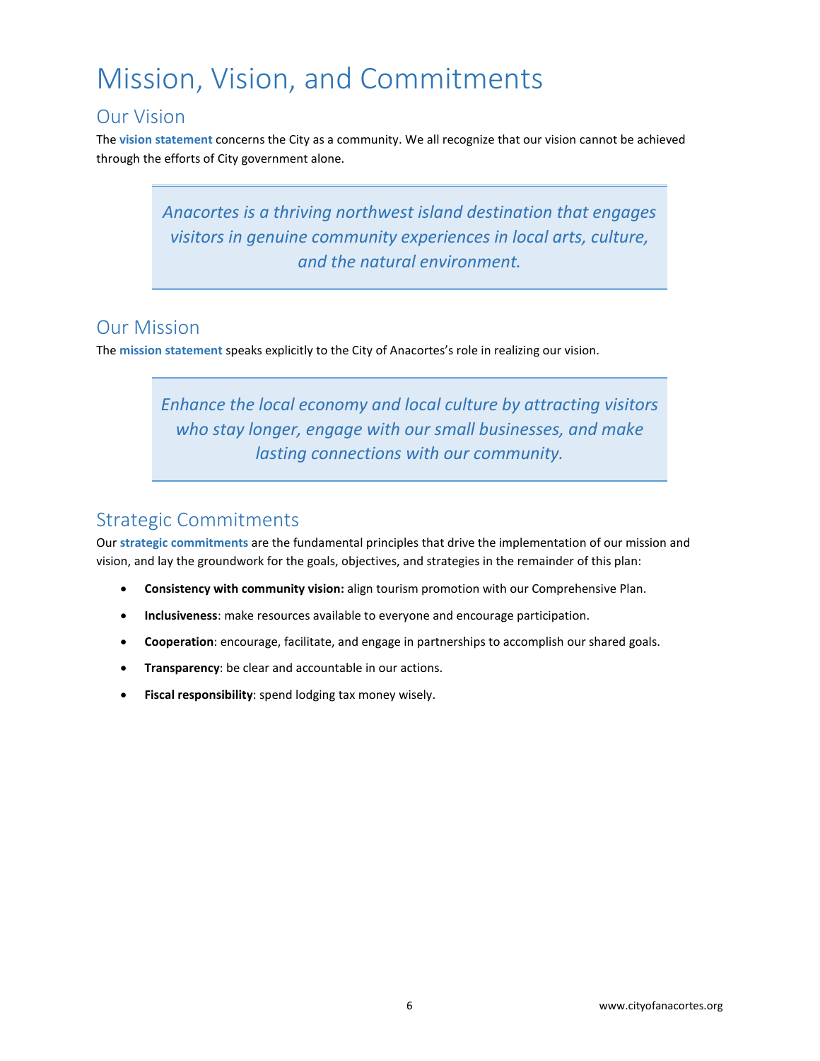# Mission, Vision, and Commitments

## Our Vision

The **vision statement** concerns the City as a community. We all recognize that our vision cannot be achieved through the efforts of City government alone.

> *Anacortes is a thriving northwest island destination that engages visitors in genuine community experiences in local arts, culture, and the natural environment.*

## Our Mission

The **mission statement** speaks explicitly to the City of Anacortes's role in realizing our vision.

> *Enhance the local economy and local culture by attracting visitors who stay longer, engage with our small businesses, and make lasting connections with our community.*

## Strategic Commitments

Our **strategic commitments** are the fundamental principles that drive the implementation of our mission and vision, and lay the groundwork for the goals, objectives, and strategies in the remainder of this plan:

- **Consistency with community vision:** align tourism promotion with our Comprehensive Plan.
- **Inclusiveness**: make resources available to everyone and encourage participation.
- **Cooperation**: encourage, facilitate, and engage in partnerships to accomplish our shared goals.
- **Transparency**: be clear and accountable in our actions.
- **Fiscal responsibility**: spend lodging tax money wisely.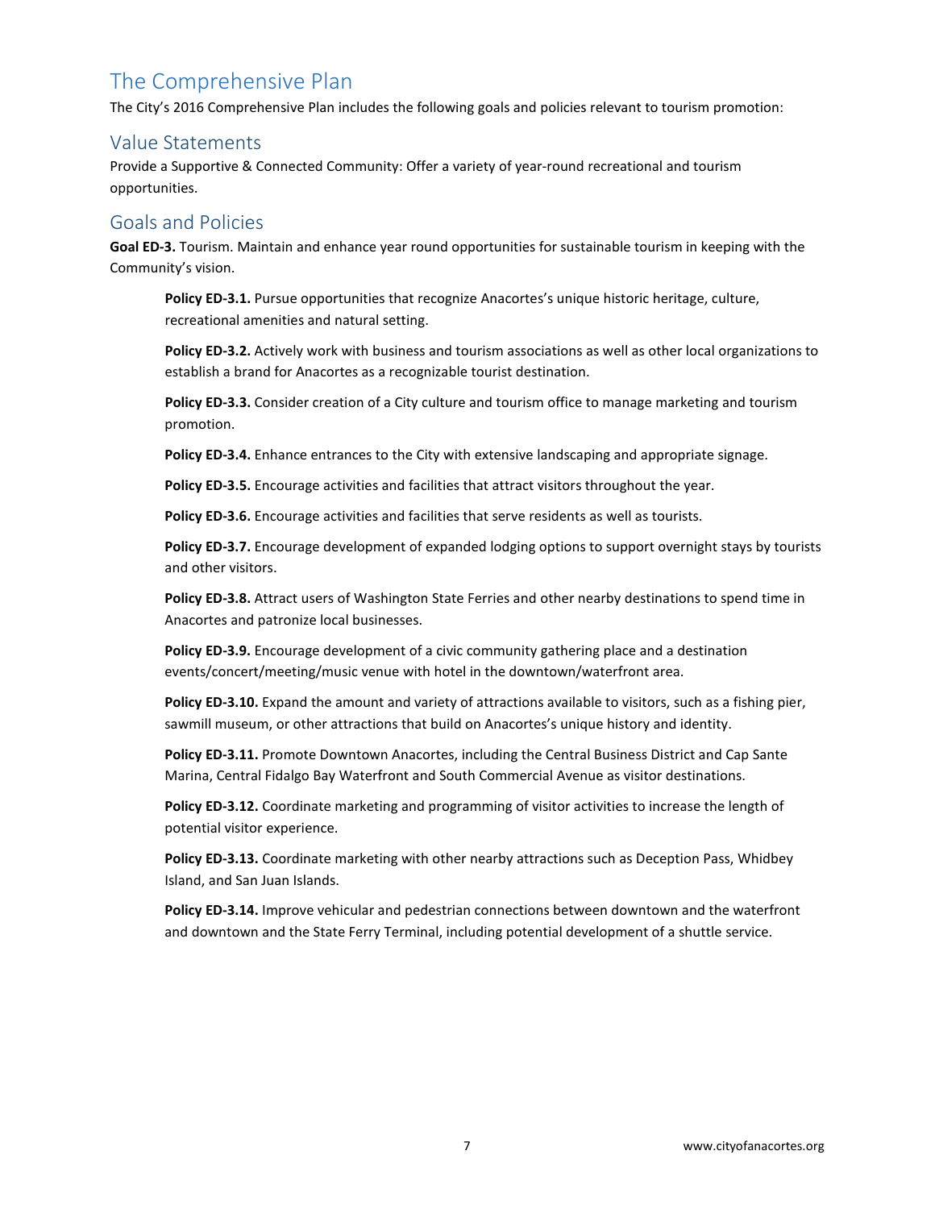# The Comprehensive Plan

The City's 2016 Comprehensive Plan includes the following goals and policies relevant to tourism promotion:

## Value Statements

Provide a Supportive & Connected Community: Offer a variety of year-round recreational and tourism opportunities.

## Goals and Policies

**Goal ED-3.** Tourism. Maintain and enhance year round opportunities for sustainable tourism in keeping with the Community's vision.

> **Policy ED-3.1.** Pursue opportunities that recognize Anacortes's unique historic heritage, culture, recreational amenities and natural setting.
>
> **Policy ED-3.2.** Actively work with business and tourism associations as well as other local organizations to establish a brand for Anacortes as a recognizable tourist destination.
>
> **Policy ED-3.3.** Consider creation of a City culture and tourism office to manage marketing and tourism promotion.
>
> **Policy ED-3.4.** Enhance entrances to the City with extensive landscaping and appropriate signage.
>
> **Policy ED-3.5.** Encourage activities and facilities that attract visitors throughout the year.
>
> **Policy ED-3.6.** Encourage activities and facilities that serve residents as well as tourists.
>
> **Policy ED-3.7.** Encourage development of expanded lodging options to support overnight stays by tourists and other visitors.
>
> **Policy ED-3.8.** Attract users of Washington State Ferries and other nearby destinations to spend time in Anacortes and patronize local businesses.
>
> **Policy ED-3.9.** Encourage development of a civic community gathering place and a destination events/concert/meeting/music venue with hotel in the downtown/waterfront area.
>
> **Policy ED-3.10.** Expand the amount and variety of attractions available to visitors, such as a fishing pier, sawmill museum, or other attractions that build on Anacortes's unique history and identity.
>
> **Policy ED-3.11.** Promote Downtown Anacortes, including the Central Business District and Cap Sante Marina, Central Fidalgo Bay Waterfront and South Commercial Avenue as visitor destinations.
>
> **Policy ED-3.12.** Coordinate marketing and programming of visitor activities to increase the length of potential visitor experience.
>
> **Policy ED-3.13.** Coordinate marketing with other nearby attractions such as Deception Pass, Whidbey Island, and San Juan Islands.
>
> **Policy ED-3.14.** Improve vehicular and pedestrian connections between downtown and the waterfront and downtown and the State Ferry Terminal, including potential development of a shuttle service.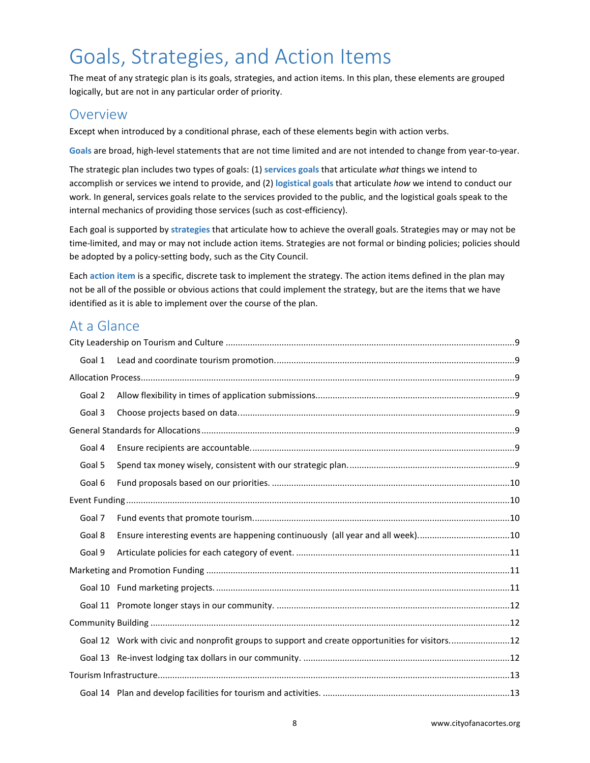# Goals, Strategies, and Action Items

The meat of any strategic plan is its goals, strategies, and action items. In this plan, these elements are grouped logically, but are not in any particular order of priority.

## Overview

Except when introduced by a conditional phrase, each of these elements begin with action verbs.

**Goals** are broad, high-level statements that are not time limited and are not intended to change from year-to-year.

The strategic plan includes two types of goals: (1) **services goals** that articulate *what* things we intend to accomplish or services we intend to provide, and (2) **logistical goals** that articulate *how* we intend to conduct our work. In general, services goals relate to the services provided to the public, and the logistical goals speak to the internal mechanics of providing those services (such as cost-efficiency).

Each goal is supported by **strategies** that articulate how to achieve the overall goals. Strategies may or may not be time-limited, and may or may not include action items. Strategies are not formal or binding policies; policies should be adopted by a policy-setting body, such as the City Council.

Each **action item** is a specific, discrete task to implement the strategy. The action items defined in the plan may not be all of the possible or obvious actions that could implement the strategy, but are the items that we have identified as it is able to implement over the course of the plan.

## At a Glance

City Leadership on Tourism and Culture ..... 9

- Goal 1 Lead and coordinate tourism promotion. ..... 9

Allocation Process ..... 9

- Goal 2 Allow flexibility in times of application submissions. ..... 9
- Goal 3 Choose projects based on data. ..... 9

General Standards for Allocations ..... 9

- Goal 4 Ensure recipients are accountable. ..... 9
- Goal 5 Spend tax money wisely, consistent with our strategic plan. ..... 9
- Goal 6 Fund proposals based on our priorities. ..... 10

Event Funding ..... 10

- Goal 7 Fund events that promote tourism. ..... 10
- Goal 8 Ensure interesting events are happening continuously (all year and all week). ..... 10
- Goal 9 Articulate policies for each category of event. ..... 11

Marketing and Promotion Funding ..... 11

- Goal 10 Fund marketing projects. ..... 11
- Goal 11 Promote longer stays in our community. ..... 12

Community Building ..... 12

- Goal 12 Work with civic and nonprofit groups to support and create opportunities for visitors. ..... 12
- Goal 13 Re-invest lodging tax dollars in our community. ..... 12

Tourism Infrastructure ..... 13

- Goal 14 Plan and develop facilities for tourism and activities. ..... 13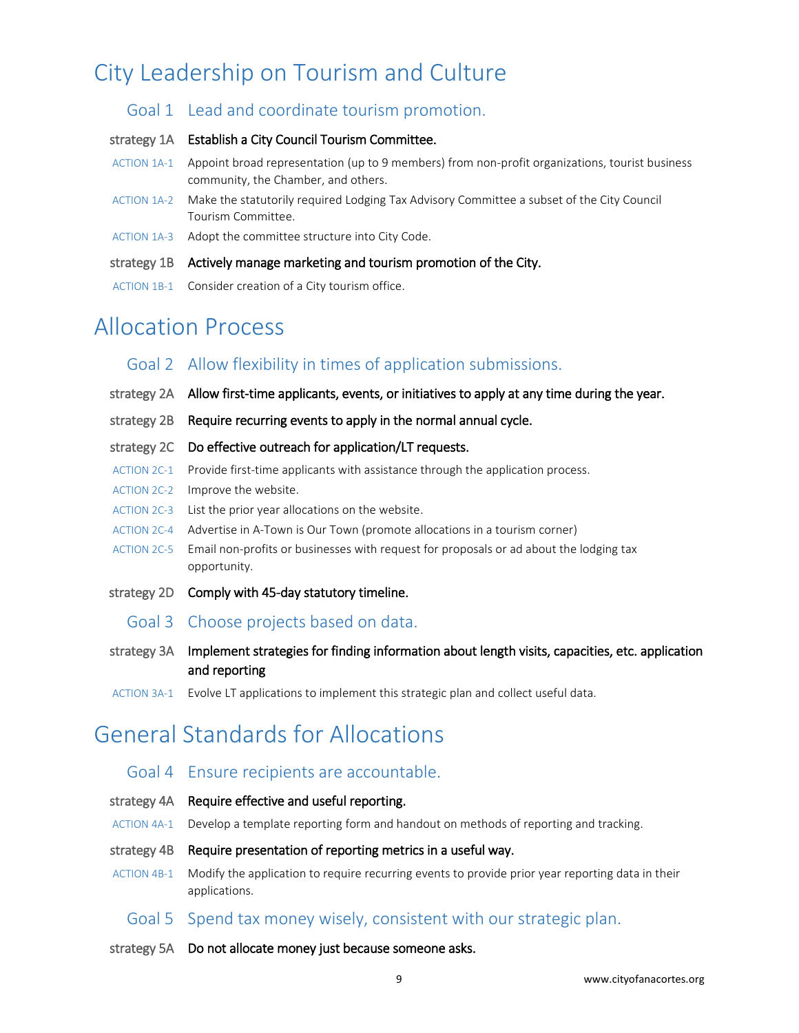# City Leadership on Tourism and Culture

## Goal 1 Lead and coordinate tourism promotion.

**strategy 1A Establish a City Council Tourism Committee.**

ACTION 1A-1 Appoint broad representation (up to 9 members) from non-profit organizations, tourist business community, the Chamber, and others.

ACTION 1A-2 Make the statutorily required Lodging Tax Advisory Committee a subset of the City Council Tourism Committee.

ACTION 1A-3 Adopt the committee structure into City Code.

**strategy 1B Actively manage marketing and tourism promotion of the City.**

ACTION 1B-1 Consider creation of a City tourism office.

# Allocation Process

## Goal 2 Allow flexibility in times of application submissions.

**strategy 2A Allow first-time applicants, events, or initiatives to apply at any time during the year.**

**strategy 2B Require recurring events to apply in the normal annual cycle.**

**strategy 2C Do effective outreach for application/LT requests.**

ACTION 2C-1 Provide first-time applicants with assistance through the application process.

ACTION 2C-2 Improve the website.

ACTION 2C-3 List the prior year allocations on the website.

ACTION 2C-4 Advertise in A-Town is Our Town (promote allocations in a tourism corner)

ACTION 2C-5 Email non-profits or businesses with request for proposals or ad about the lodging tax opportunity.

**strategy 2D Comply with 45-day statutory timeline.**

## Goal 3 Choose projects based on data.

**strategy 3A Implement strategies for finding information about length visits, capacities, etc. application and reporting**

ACTION 3A-1 Evolve LT applications to implement this strategic plan and collect useful data.

# General Standards for Allocations

## Goal 4 Ensure recipients are accountable.

**strategy 4A Require effective and useful reporting.**

ACTION 4A-1 Develop a template reporting form and handout on methods of reporting and tracking.

**strategy 4B Require presentation of reporting metrics in a useful way.**

ACTION 4B-1 Modify the application to require recurring events to provide prior year reporting data in their applications.

## Goal 5 Spend tax money wisely, consistent with our strategic plan.

**strategy 5A Do not allocate money just because someone asks.**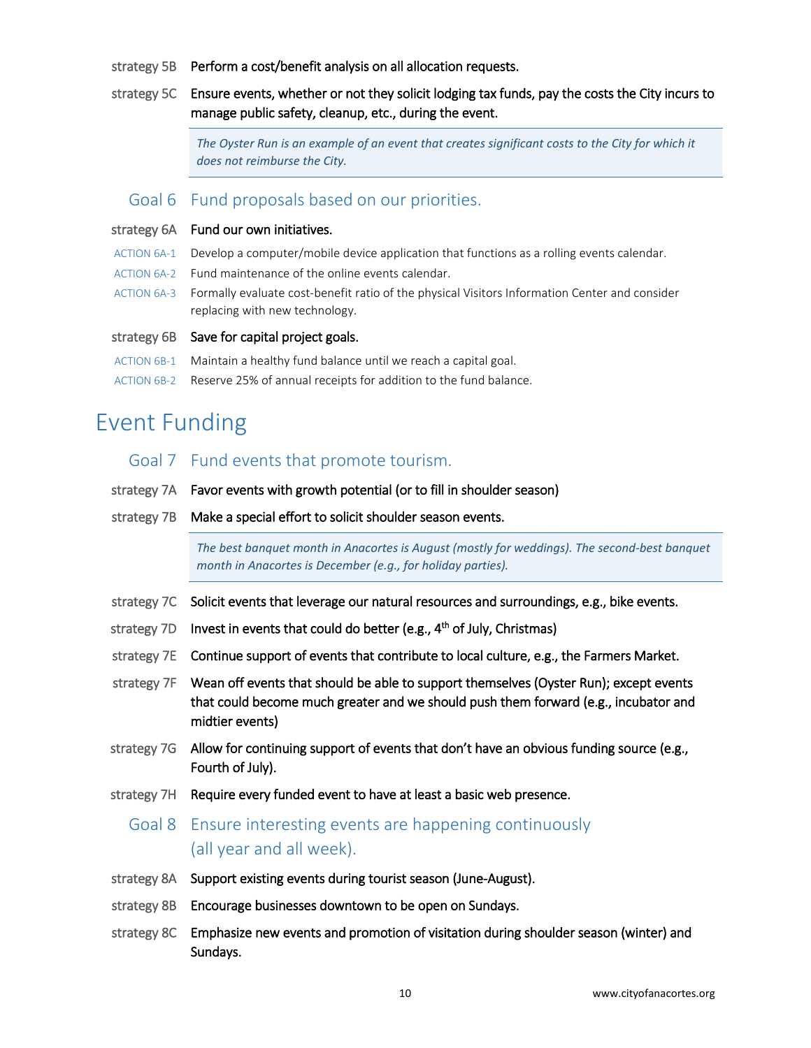strategy 5B **Perform a cost/benefit analysis on all allocation requests.**

strategy 5C **Ensure events, whether or not they solicit lodging tax funds, pay the costs the City incurs to manage public safety, cleanup, etc., during the event.**

> *The Oyster Run is an example of an event that creates significant costs to the City for which it does not reimburse the City.*

### Goal 6 Fund proposals based on our priorities.

strategy 6A **Fund our own initiatives.**

- ACTION 6A-1 Develop a computer/mobile device application that functions as a rolling events calendar.
- ACTION 6A-2 Fund maintenance of the online events calendar.
- ACTION 6A-3 Formally evaluate cost-benefit ratio of the physical Visitors Information Center and consider replacing with new technology.

strategy 6B **Save for capital project goals.**

- ACTION 6B-1 Maintain a healthy fund balance until we reach a capital goal.
- ACTION 6B-2 Reserve 25% of annual receipts for addition to the fund balance.

## Event Funding

### Goal 7 Fund events that promote tourism.

strategy 7A **Favor events with growth potential (or to fill in shoulder season)**

strategy 7B **Make a special effort to solicit shoulder season events.**

> *The best banquet month in Anacortes is August (mostly for weddings). The second-best banquet month in Anacortes is December (e.g., for holiday parties).*

strategy 7C **Solicit events that leverage our natural resources and surroundings, e.g., bike events.**

strategy 7D **Invest in events that could do better (e.g., 4th of July, Christmas)**

strategy 7E **Continue support of events that contribute to local culture, e.g., the Farmers Market.**

strategy 7F **Wean off events that should be able to support themselves (Oyster Run); except events that could become much greater and we should push them forward (e.g., incubator and midtier events)**

strategy 7G **Allow for continuing support of events that don't have an obvious funding source (e.g., Fourth of July).**

strategy 7H **Require every funded event to have at least a basic web presence.**

### Goal 8 Ensure interesting events are happening continuously (all year and all week).

strategy 8A **Support existing events during tourist season (June-August).**

strategy 8B **Encourage businesses downtown to be open on Sundays.**

strategy 8C **Emphasize new events and promotion of visitation during shoulder season (winter) and Sundays.**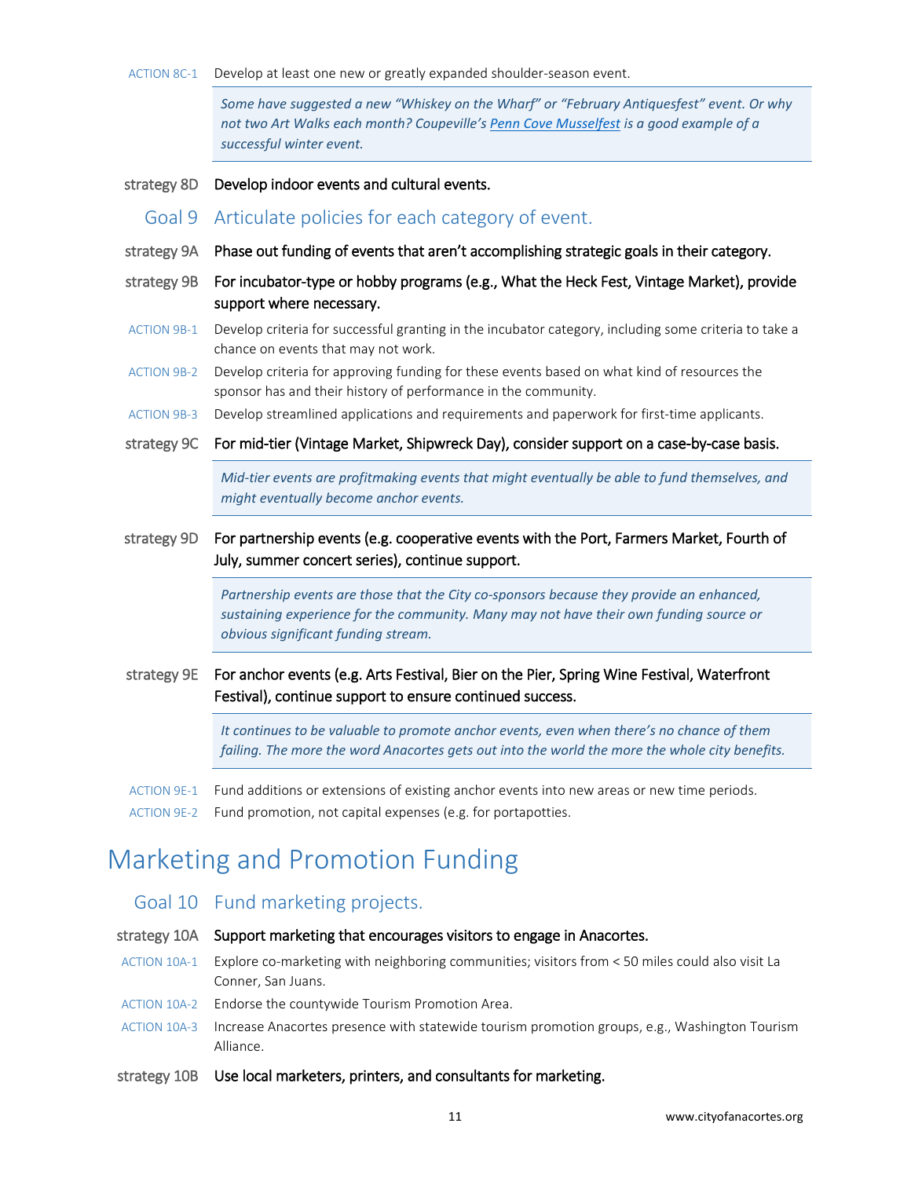ACTION 8C-1 Develop at least one new or greatly expanded shoulder-season event.

> *Some have suggested a new "Whiskey on the Wharf" or "February Antiquesfest" event. Or why not two Art Walks each month? Coupeville's Penn Cove Musselfest is a good example of a successful winter event.*

**strategy 8D Develop indoor events and cultural events.**

## Goal 9 Articulate policies for each category of event.

**strategy 9A Phase out funding of events that aren't accomplishing strategic goals in their category.**

**strategy 9B For incubator-type or hobby programs (e.g., What the Heck Fest, Vintage Market), provide support where necessary.**

ACTION 9B-1 Develop criteria for successful granting in the incubator category, including some criteria to take a chance on events that may not work.

ACTION 9B-2 Develop criteria for approving funding for these events based on what kind of resources the sponsor has and their history of performance in the community.

ACTION 9B-3 Develop streamlined applications and requirements and paperwork for first-time applicants.

**strategy 9C For mid-tier (Vintage Market, Shipwreck Day), consider support on a case-by-case basis.**

> *Mid-tier events are profitmaking events that might eventually be able to fund themselves, and might eventually become anchor events.*

**strategy 9D For partnership events (e.g. cooperative events with the Port, Farmers Market, Fourth of July, summer concert series), continue support.**

> *Partnership events are those that the City co-sponsors because they provide an enhanced, sustaining experience for the community. Many may not have their own funding source or obvious significant funding stream.*

**strategy 9E For anchor events (e.g. Arts Festival, Bier on the Pier, Spring Wine Festival, Waterfront Festival), continue support to ensure continued success.**

> *It continues to be valuable to promote anchor events, even when there's no chance of them failing. The more the word Anacortes gets out into the world the more the whole city benefits.*

ACTION 9E-1 Fund additions or extensions of existing anchor events into new areas or new time periods.

ACTION 9E-2 Fund promotion, not capital expenses (e.g. for portapotties.

# Marketing and Promotion Funding

## Goal 10 Fund marketing projects.

**strategy 10A Support marketing that encourages visitors to engage in Anacortes.**

ACTION 10A-1 Explore co-marketing with neighboring communities; visitors from < 50 miles could also visit La Conner, San Juans.

ACTION 10A-2 Endorse the countywide Tourism Promotion Area.

ACTION 10A-3 Increase Anacortes presence with statewide tourism promotion groups, e.g., Washington Tourism Alliance.

**strategy 10B Use local marketers, printers, and consultants for marketing.**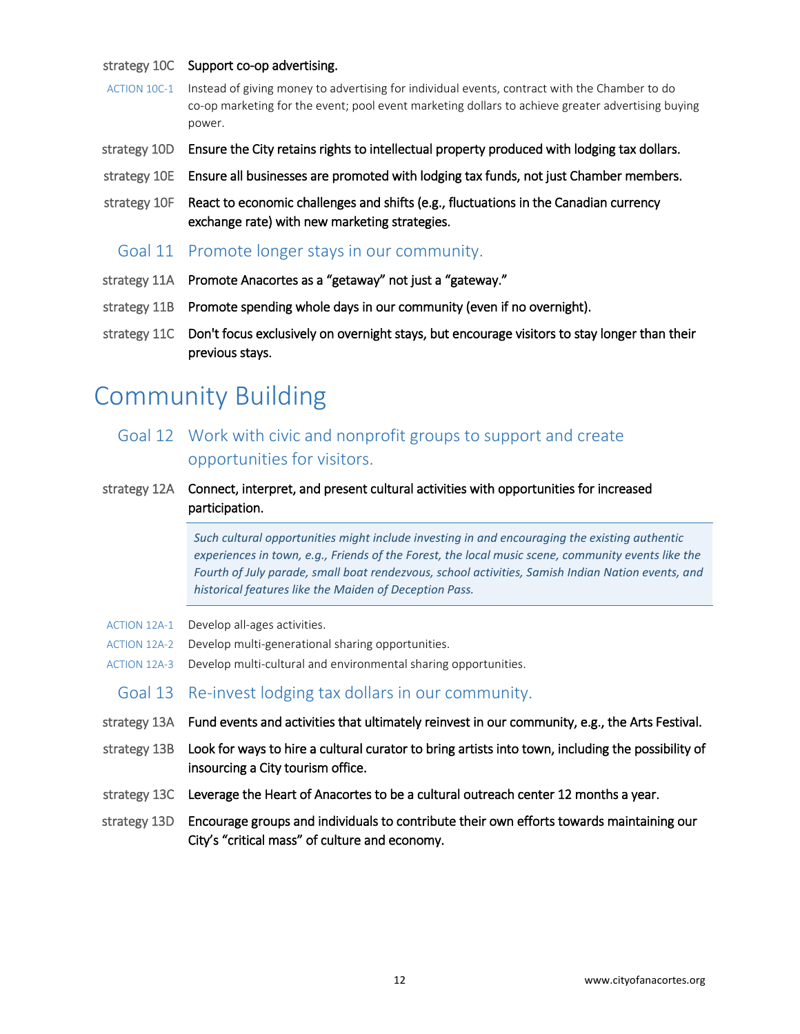strategy 10C **Support co-op advertising.**

ACTION 10C-1 Instead of giving money to advertising for individual events, contract with the Chamber to do co-op marketing for the event; pool event marketing dollars to achieve greater advertising buying power.

strategy 10D **Ensure the City retains rights to intellectual property produced with lodging tax dollars.**

strategy 10E **Ensure all businesses are promoted with lodging tax funds, not just Chamber members.**

strategy 10F **React to economic challenges and shifts (e.g., fluctuations in the Canadian currency exchange rate) with new marketing strategies.**

### Goal 11 Promote longer stays in our community.

strategy 11A **Promote Anacortes as a "getaway" not just a "gateway."**

strategy 11B **Promote spending whole days in our community (even if no overnight).**

strategy 11C **Don't focus exclusively on overnight stays, but encourage visitors to stay longer than their previous stays.**

## Community Building

### Goal 12 Work with civic and nonprofit groups to support and create opportunities for visitors.

strategy 12A **Connect, interpret, and present cultural activities with opportunities for increased participation.**

> *Such cultural opportunities might include investing in and encouraging the existing authentic experiences in town, e.g., Friends of the Forest, the local music scene, community events like the Fourth of July parade, small boat rendezvous, school activities, Samish Indian Nation events, and historical features like the Maiden of Deception Pass.*

ACTION 12A-1 Develop all-ages activities.

ACTION 12A-2 Develop multi-generational sharing opportunities.

ACTION 12A-3 Develop multi-cultural and environmental sharing opportunities.

### Goal 13 Re-invest lodging tax dollars in our community.

strategy 13A **Fund events and activities that ultimately reinvest in our community, e.g., the Arts Festival.**

strategy 13B **Look for ways to hire a cultural curator to bring artists into town, including the possibility of insourcing a City tourism office.**

strategy 13C **Leverage the Heart of Anacortes to be a cultural outreach center 12 months a year.**

strategy 13D **Encourage groups and individuals to contribute their own efforts towards maintaining our City's "critical mass" of culture and economy.**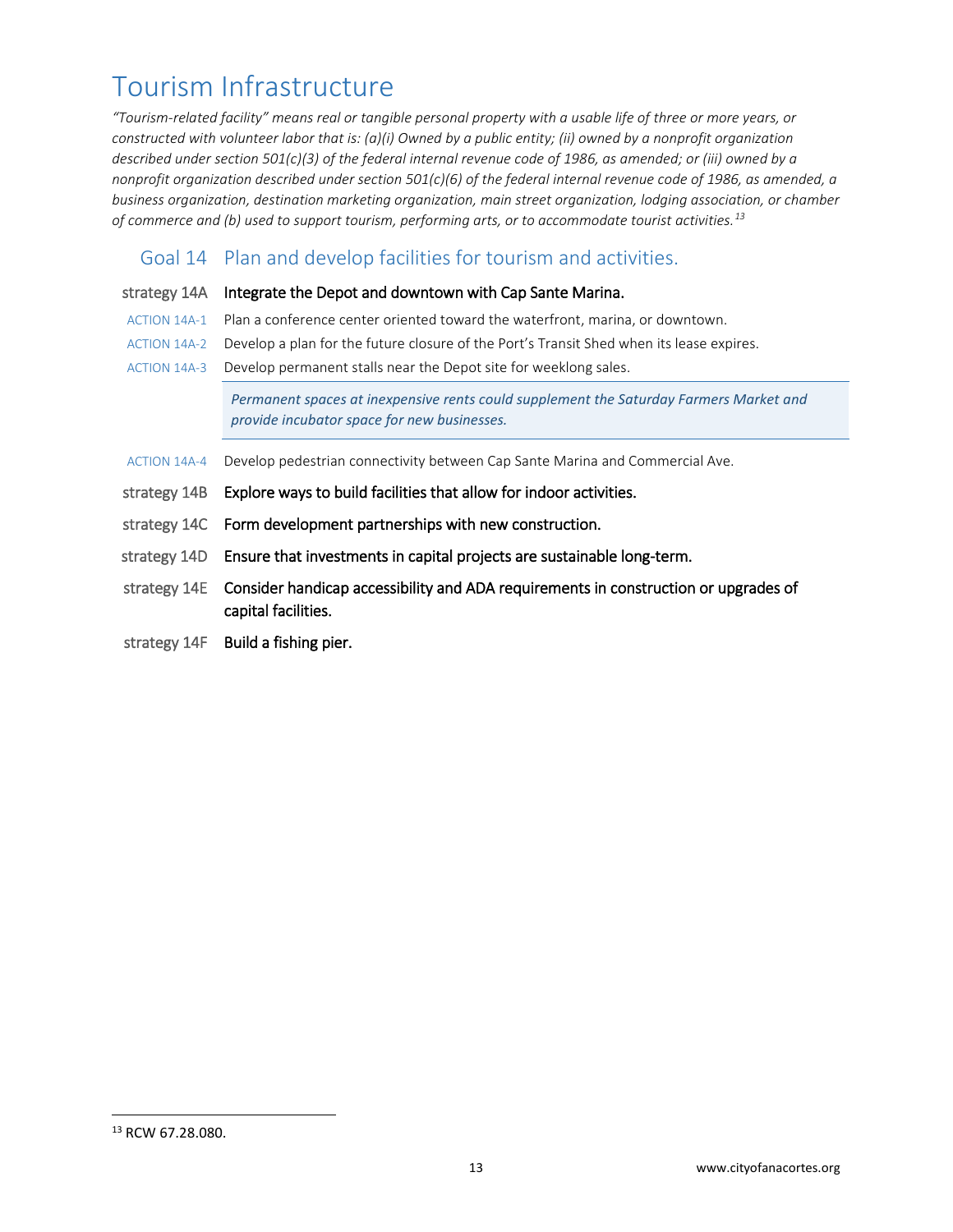# Tourism Infrastructure

*"Tourism-related facility" means real or tangible personal property with a usable life of three or more years, or constructed with volunteer labor that is: (a)(i) Owned by a public entity; (ii) owned by a nonprofit organization described under section 501(c)(3) of the federal internal revenue code of 1986, as amended; or (iii) owned by a nonprofit organization described under section 501(c)(6) of the federal internal revenue code of 1986, as amended, a business organization, destination marketing organization, main street organization, lodging association, or chamber of commerce and (b) used to support tourism, performing arts, or to accommodate tourist activities.*[13]

## Goal 14 Plan and develop facilities for tourism and activities.

**strategy 14A Integrate the Depot and downtown with Cap Sante Marina.**

ACTION 14A-1 Plan a conference center oriented toward the waterfront, marina, or downtown.

ACTION 14A-2 Develop a plan for the future closure of the Port's Transit Shed when its lease expires.

ACTION 14A-3 Develop permanent stalls near the Depot site for weeklong sales.

> *Permanent spaces at inexpensive rents could supplement the Saturday Farmers Market and provide incubator space for new businesses.*

ACTION 14A-4 Develop pedestrian connectivity between Cap Sante Marina and Commercial Ave.

**strategy 14B Explore ways to build facilities that allow for indoor activities.**

**strategy 14C Form development partnerships with new construction.**

**strategy 14D Ensure that investments in capital projects are sustainable long-term.**

**strategy 14E Consider handicap accessibility and ADA requirements in construction or upgrades of capital facilities.**

**strategy 14F Build a fishing pier.**

---

[13] RCW 67.28.080.